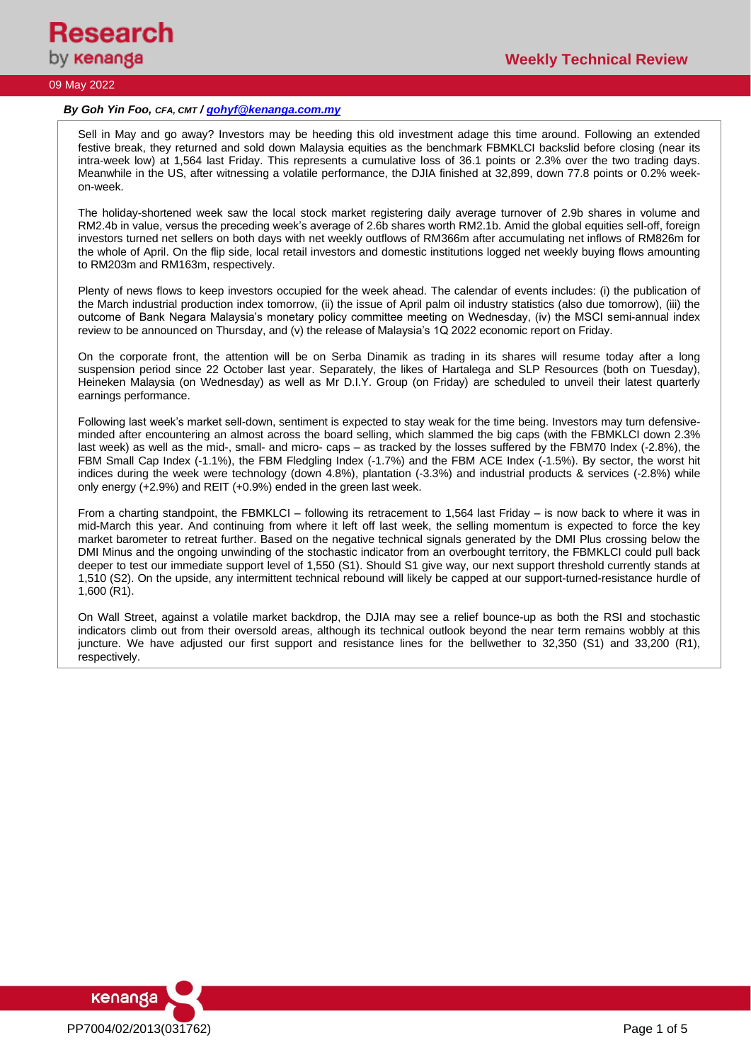# Weekly Technical Review

09 May 2022

***By Goh Yin Foo,*** *CFA, CMT* ***/*** ***[gohyf@kenanga.com.my](mailto:gohyf@kenanga.com.my)***

Sell in May and go away? Investors may be heeding this old investment adage this time around. Following an extended festive break, they returned and sold down Malaysia equities as the benchmark FBMKLCI backslid before closing (near its intra-week low) at 1,564 last Friday. This represents a cumulative loss of 36.1 points or 2.3% over the two trading days. Meanwhile in the US, after witnessing a volatile performance, the DJIA finished at 32,899, down 77.8 points or 0.2% week-on-week.

The holiday-shortened week saw the local stock market registering daily average turnover of 2.9b shares in volume and RM2.4b in value, versus the preceding week's average of 2.6b shares worth RM2.1b. Amid the global equities sell-off, foreign investors turned net sellers on both days with net weekly outflows of RM366m after accumulating net inflows of RM826m for the whole of April. On the flip side, local retail investors and domestic institutions logged net weekly buying flows amounting to RM203m and RM163m, respectively.

Plenty of news flows to keep investors occupied for the week ahead. The calendar of events includes: (i) the publication of the March industrial production index tomorrow, (ii) the issue of April palm oil industry statistics (also due tomorrow), (iii) the outcome of Bank Negara Malaysia's monetary policy committee meeting on Wednesday, (iv) the MSCI semi-annual index review to be announced on Thursday, and (v) the release of Malaysia's 1Q 2022 economic report on Friday.

On the corporate front, the attention will be on Serba Dinamik as trading in its shares will resume today after a long suspension period since 22 October last year. Separately, the likes of Hartalega and SLP Resources (both on Tuesday), Heineken Malaysia (on Wednesday) as well as Mr D.I.Y. Group (on Friday) are scheduled to unveil their latest quarterly earnings performance.

Following last week's market sell-down, sentiment is expected to stay weak for the time being. Investors may turn defensive-minded after encountering an almost across the board selling, which slammed the big caps (with the FBMKLCI down 2.3% last week) as well as the mid-, small- and micro- caps – as tracked by the losses suffered by the FBM70 Index (-2.8%), the FBM Small Cap Index (-1.1%), the FBM Fledgling Index (-1.7%) and the FBM ACE Index (-1.5%). By sector, the worst hit indices during the week were technology (down 4.8%), plantation (-3.3%) and industrial products & services (-2.8%) while only energy (+2.9%) and REIT (+0.9%) ended in the green last week.

From a charting standpoint, the FBMKLCI – following its retracement to 1,564 last Friday – is now back to where it was in mid-March this year. And continuing from where it left off last week, the selling momentum is expected to force the key market barometer to retreat further. Based on the negative technical signals generated by the DMI Plus crossing below the DMI Minus and the ongoing unwinding of the stochastic indicator from an overbought territory, the FBMKLCI could pull back deeper to test our immediate support level of 1,550 (S1). Should S1 give way, our next support threshold currently stands at 1,510 (S2). On the upside, any intermittent technical rebound will likely be capped at our support-turned-resistance hurdle of 1,600 (R1).

On Wall Street, against a volatile market backdrop, the DJIA may see a relief bounce-up as both the RSI and stochastic indicators climb out from their oversold areas, although its technical outlook beyond the near term remains wobbly at this juncture. We have adjusted our first support and resistance lines for the bellwether to 32,350 (S1) and 33,200 (R1), respectively.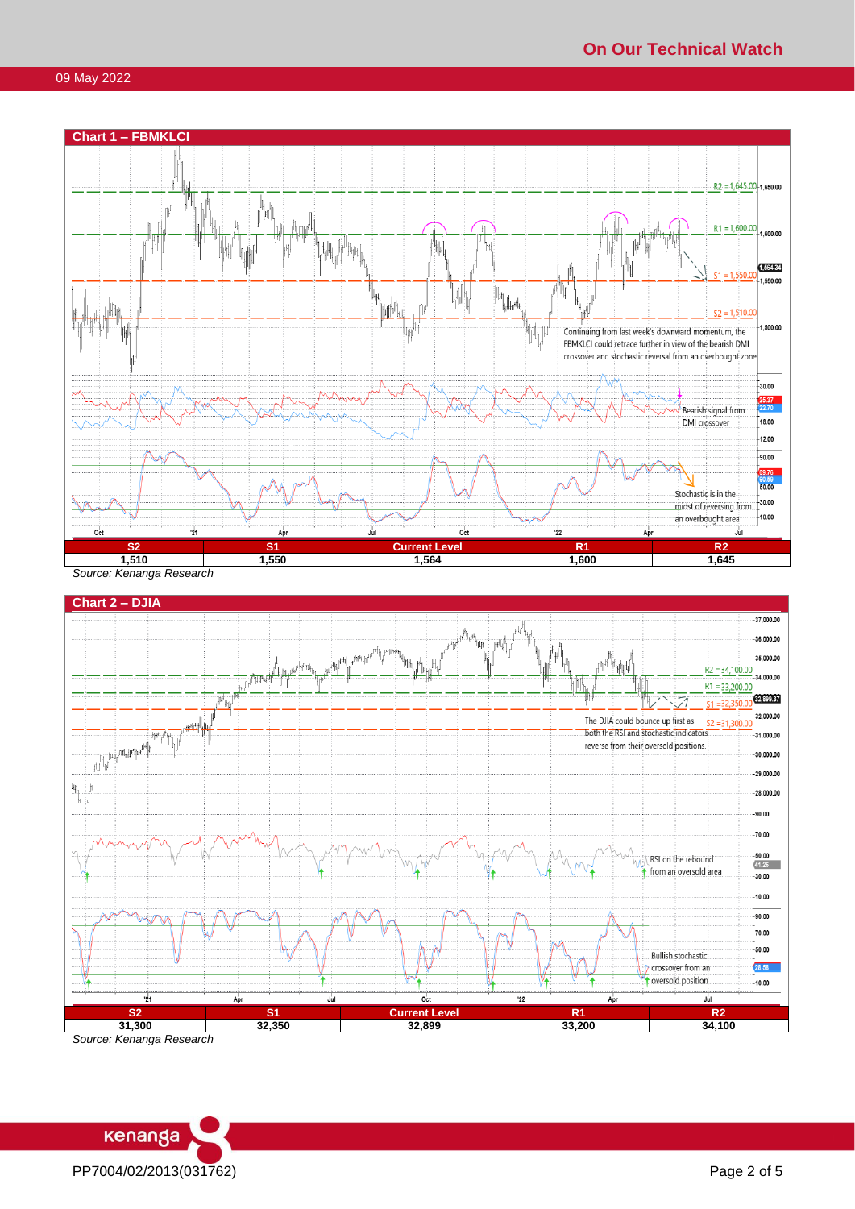### Chart 1 – FBMKLCI

Continuing from last week's downward momentum, the FBMKLCI could retrace further in view of the bearish DMI crossover and stochastic reversal from an overbought zone

Bearish signal from DMI crossover

Stochastic is in the midst of reversing from an overbought area

| S2 | S1 | Current Level | R1 | R2 |
|---|---|---|---|---|
| 1,510 | 1,550 | 1,564 | 1,600 | 1,645 |

*Source: Kenanga Research*

### Chart 2 – DJIA

The DJIA could bounce up first as both the RSI and stochastic indicators reverse from their oversold positions.

RSI on the rebound from an oversold area

Bullish stochastic crossover from an oversold position

| S2 | S1 | Current Level | R1 | R2 |
|---|---|---|---|---|
| 31,300 | 32,350 | 32,899 | 33,200 | 34,100 |

*Source: Kenanga Research*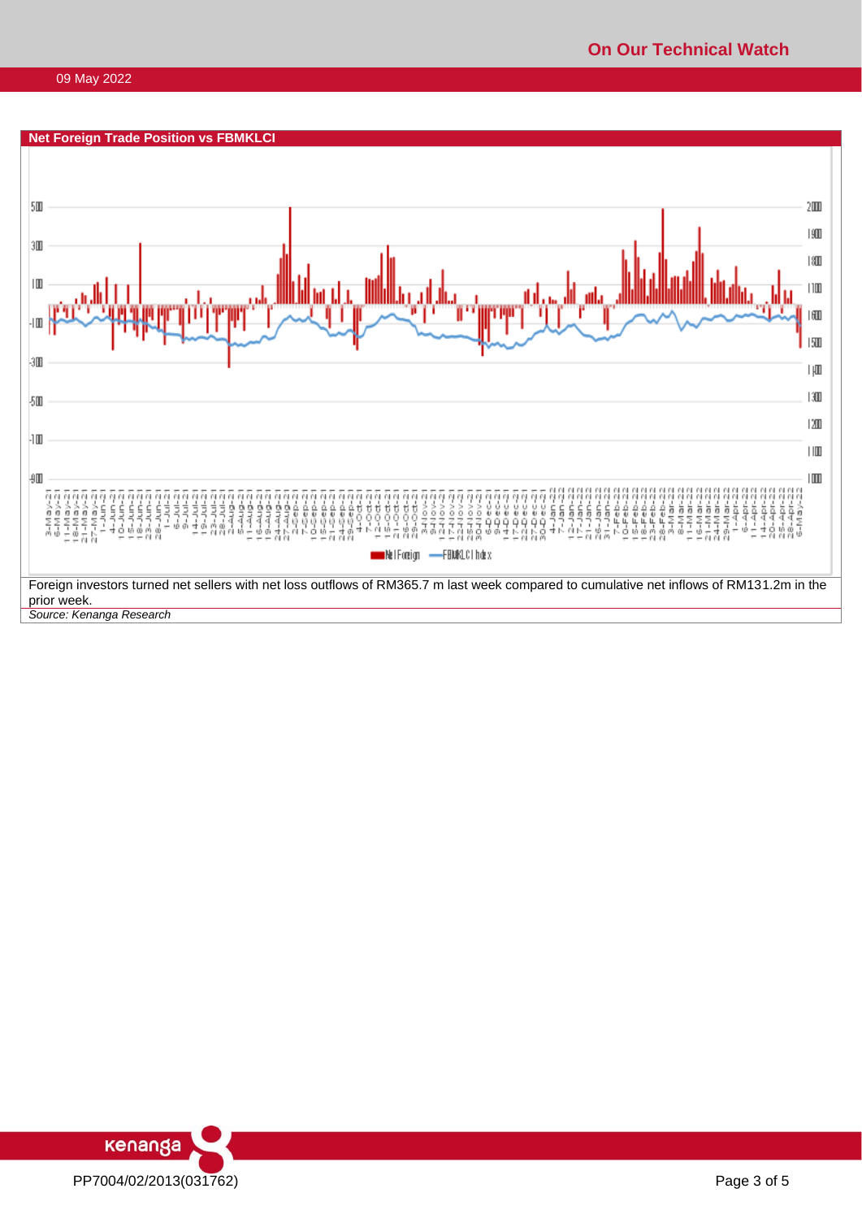## Net Foreign Trade Position vs FBMKLCI

Foreign investors turned net sellers with net loss outflows of RM365.7 m last week compared to cumulative net inflows of RM131.2m in the prior week.

*Source: Kenanga Research*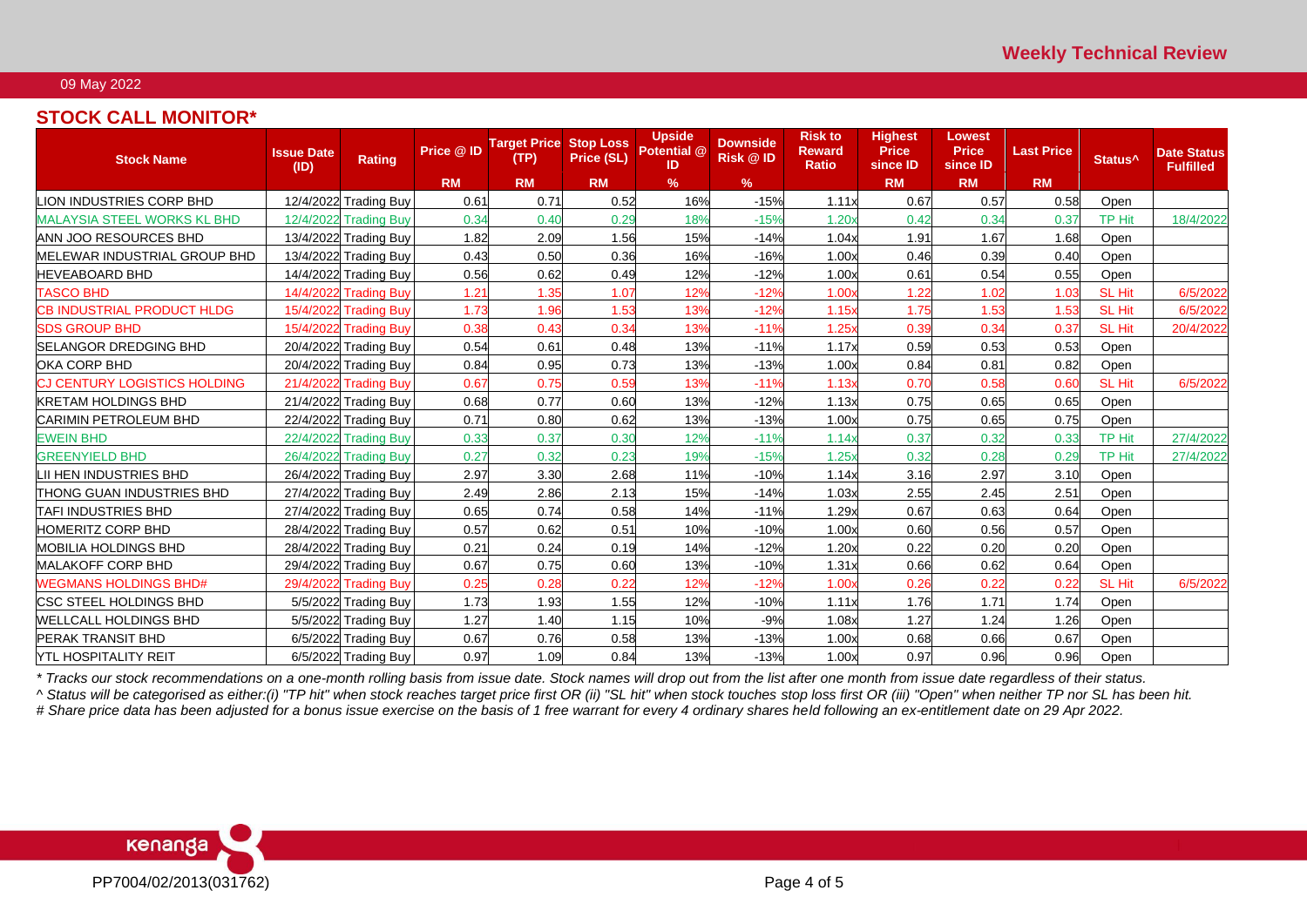09 May 2022

## STOCK CALL MONITOR*

| Stock Name | Issue Date (ID) | Rating | Price @ ID | Target Price (TP) | Stop Loss Price (SL) | Upside Potential @ ID | Downside Risk @ ID | Risk to Reward Ratio | Highest Price since ID | Lowest Price since ID | Last Price | Status^ | Date Status Fulfilled |
|---|---|---|---|---|---|---|---|---|---|---|---|---|---|
| | | | RM | RM | RM | % | % | | RM | RM | RM | | |
| LION INDUSTRIES CORP BHD | 12/4/2022 | Trading Buy | 0.61 | 0.71 | 0.52 | 16% | -15% | 1.11x | 0.67 | 0.57 | 0.58 | Open | |
| MALAYSIA STEEL WORKS KL BHD | 12/4/2022 | Trading Buy | 0.34 | 0.40 | 0.29 | 18% | -15% | 1.20x | 0.42 | 0.34 | 0.37 | TP Hit | 18/4/2022 |
| ANN JOO RESOURCES BHD | 13/4/2022 | Trading Buy | 1.82 | 2.09 | 1.56 | 15% | -14% | 1.04x | 1.91 | 1.67 | 1.68 | Open | |
| MELEWAR INDUSTRIAL GROUP BHD | 13/4/2022 | Trading Buy | 0.43 | 0.50 | 0.36 | 16% | -16% | 1.00x | 0.46 | 0.39 | 0.40 | Open | |
| HEVEABOARD BHD | 14/4/2022 | Trading Buy | 0.56 | 0.62 | 0.49 | 12% | -12% | 1.00x | 0.61 | 0.54 | 0.55 | Open | |
| TASCO BHD | 14/4/2022 | Trading Buy | 1.21 | 1.35 | 1.07 | 12% | -12% | 1.00x | 1.22 | 1.02 | 1.03 | SL Hit | 6/5/2022 |
| CB INDUSTRIAL PRODUCT HLDG | 15/4/2022 | Trading Buy | 1.73 | 1.96 | 1.53 | 13% | -12% | 1.15x | 1.75 | 1.53 | 1.53 | SL Hit | 6/5/2022 |
| SDS GROUP BHD | 15/4/2022 | Trading Buy | 0.38 | 0.43 | 0.34 | 13% | -11% | 1.25x | 0.39 | 0.34 | 0.37 | SL Hit | 20/4/2022 |
| SELANGOR DREDGING BHD | 20/4/2022 | Trading Buy | 0.54 | 0.61 | 0.48 | 13% | -11% | 1.17x | 0.59 | 0.53 | 0.53 | Open | |
| OKA CORP BHD | 20/4/2022 | Trading Buy | 0.84 | 0.95 | 0.73 | 13% | -13% | 1.00x | 0.84 | 0.81 | 0.82 | Open | |
| CJ CENTURY LOGISTICS HOLDING | 21/4/2022 | Trading Buy | 0.67 | 0.75 | 0.59 | 13% | -11% | 1.13x | 0.70 | 0.58 | 0.60 | SL Hit | 6/5/2022 |
| KRETAM HOLDINGS BHD | 21/4/2022 | Trading Buy | 0.68 | 0.77 | 0.60 | 13% | -12% | 1.13x | 0.75 | 0.65 | 0.65 | Open | |
| CARIMIN PETROLEUM BHD | 22/4/2022 | Trading Buy | 0.71 | 0.80 | 0.62 | 13% | -13% | 1.00x | 0.75 | 0.65 | 0.75 | Open | |
| EWEIN BHD | 22/4/2022 | Trading Buy | 0.33 | 0.37 | 0.30 | 12% | -11% | 1.14x | 0.37 | 0.32 | 0.33 | TP Hit | 27/4/2022 |
| GREENYIELD BHD | 26/4/2022 | Trading Buy | 0.27 | 0.32 | 0.23 | 19% | -15% | 1.25x | 0.32 | 0.28 | 0.29 | TP Hit | 27/4/2022 |
| LII HEN INDUSTRIES BHD | 26/4/2022 | Trading Buy | 2.97 | 3.30 | 2.68 | 11% | -10% | 1.14x | 3.16 | 2.97 | 3.10 | Open | |
| THONG GUAN INDUSTRIES BHD | 27/4/2022 | Trading Buy | 2.49 | 2.86 | 2.13 | 15% | -14% | 1.03x | 2.55 | 2.45 | 2.51 | Open | |
| TAFI INDUSTRIES BHD | 27/4/2022 | Trading Buy | 0.65 | 0.74 | 0.58 | 14% | -11% | 1.29x | 0.67 | 0.63 | 0.64 | Open | |
| HOMERITZ CORP BHD | 28/4/2022 | Trading Buy | 0.57 | 0.62 | 0.51 | 10% | -10% | 1.00x | 0.60 | 0.56 | 0.57 | Open | |
| MOBILIA HOLDINGS BHD | 28/4/2022 | Trading Buy | 0.21 | 0.24 | 0.19 | 14% | -12% | 1.20x | 0.22 | 0.20 | 0.20 | Open | |
| MALAKOFF CORP BHD | 29/4/2022 | Trading Buy | 0.67 | 0.75 | 0.60 | 13% | -10% | 1.31x | 0.66 | 0.62 | 0.64 | Open | |
| WEGMANS HOLDINGS BHD# | 29/4/2022 | Trading Buy | 0.25 | 0.28 | 0.22 | 12% | -12% | 1.00x | 0.26 | 0.22 | 0.22 | SL Hit | 6/5/2022 |
| CSC STEEL HOLDINGS BHD | 5/5/2022 | Trading Buy | 1.73 | 1.93 | 1.55 | 12% | -10% | 1.11x | 1.76 | 1.71 | 1.74 | Open | |
| WELLCALL HOLDINGS BHD | 5/5/2022 | Trading Buy | 1.27 | 1.40 | 1.15 | 10% | -9% | 1.08x | 1.27 | 1.24 | 1.26 | Open | |
| PERAK TRANSIT BHD | 6/5/2022 | Trading Buy | 0.67 | 0.76 | 0.58 | 13% | -13% | 1.00x | 0.68 | 0.66 | 0.67 | Open | |
| YTL HOSPITALITY REIT | 6/5/2022 | Trading Buy | 0.97 | 1.09 | 0.84 | 13% | -13% | 1.00x | 0.97 | 0.96 | 0.96 | Open | |

*\* Tracks our stock recommendations on a one-month rolling basis from issue date. Stock names will drop out from the list after one month from issue date regardless of their status.*

*^ Status will be categorised as either:(i) "TP hit" when stock reaches target price first OR (ii) "SL hit" when stock touches stop loss first OR (iii) "Open" when neither TP nor SL has been hit.*

*# Share price data has been adjusted for a bonus issue exercise on the basis of 1 free warrant for every 4 ordinary shares held following an ex-entitlement date on 29 Apr 2022.*

PP7004/02/2013(031762)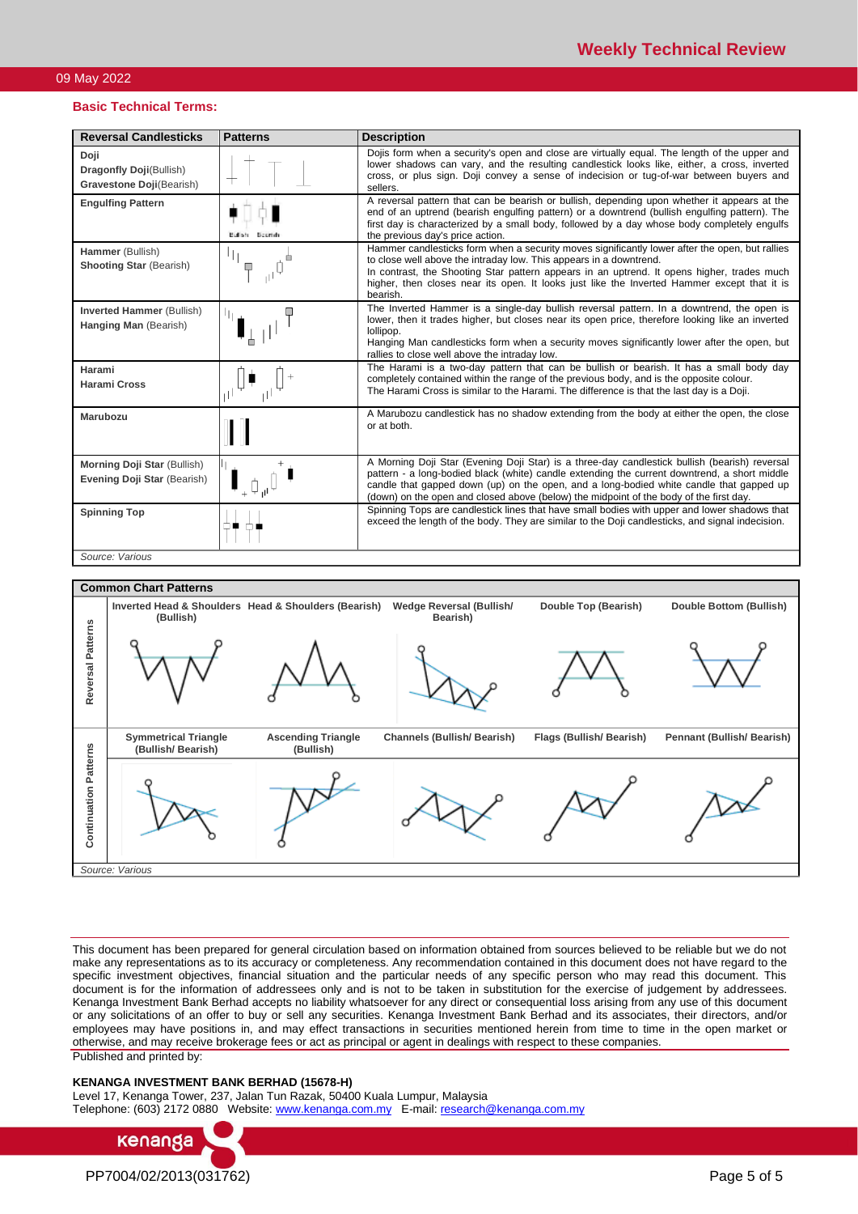## Basic Technical Terms:

| Reversal Candlesticks | Patterns | Description |
|---|---|---|
| **Doji**<br>**Dragonfly Doji**(Bullish)<br>**Gravestone Doji**(Bearish) | | Dojis form when a security's open and close are virtually equal. The length of the upper and lower shadows can vary, and the resulting candlestick looks like, either, a cross, inverted cross, or plus sign. Doji convey a sense of indecision or tug-of-war between buyers and sellers. |
| **Engulfing Pattern** | Bullish Bearish | A reversal pattern that can be bearish or bullish, depending upon whether it appears at the end of an uptrend (bearish engulfing pattern) or a downtrend (bullish engulfing pattern). The first day is characterized by a small body, followed by a day whose body completely engulfs the previous day's price action. |
| **Hammer** (Bullish)<br>**Shooting Star** (Bearish) | | Hammer candlesticks form when a security moves significantly lower after the open, but rallies to close well above the intraday low. This appears in a downtrend.<br>In contrast, the Shooting Star pattern appears in an uptrend. It opens higher, trades much higher, then closes near its open. It looks just like the Inverted Hammer except that it is bearish. |
| **Inverted Hammer** (Bullish)<br>**Hanging Man** (Bearish) | | The Inverted Hammer is a single-day bullish reversal pattern. In a downtrend, the open is lower, then it trades higher, but closes near its open price, therefore looking like an inverted lollipop.<br>Hanging Man candlesticks form when a security moves significantly lower after the open, but rallies to close well above the intraday low. |
| **Harami**<br>**Harami Cross** | | The Harami is a two-day pattern that can be bullish or bearish. It has a small body day completely contained within the range of the previous body, and is the opposite colour.<br>The Harami Cross is similar to the Harami. The difference is that the last day is a Doji. |
| **Marubozu** | | A Marubozu candlestick has no shadow extending from the body at either the open, the close or at both. |
| **Morning Doji Star** (Bullish)<br>**Evening Doji Star** (Bearish) | | A Morning Doji Star (Evening Doji Star) is a three-day candlestick bullish (bearish) reversal pattern - a long-bodied black (white) candle extending the current downtrend, a short middle candle that gapped down (up) on the open, and a long-bodied white candle that gapped up (down) on the open and closed above (below) the midpoint of the body of the first day. |
| **Spinning Top** | | Spinning Tops are candlestick lines that have small bodies with upper and lower shadows that exceed the length of the body. They are similar to the Doji candlesticks, and signal indecision. |

*Source: Various*

**Common Chart Patterns**

Reversal Patterns

Inverted Head & Shoulders (Bullish)
Head & Shoulders (Bearish)
Wedge Reversal (Bullish/ Bearish)
Double Top (Bearish)
Double Bottom (Bullish)

Continuation Patterns

Symmetrical Triangle (Bullish/ Bearish)
Ascending Triangle (Bullish)
Channels (Bullish/ Bearish)
Flags (Bullish/ Bearish)
Pennant (Bullish/ Bearish)

*Source: Various*

This document has been prepared for general circulation based on information obtained from sources believed to be reliable but we do not make any representations as to its accuracy or completeness. Any recommendation contained in this document does not have regard to the specific investment objectives, financial situation and the particular needs of any specific person who may read this document. This document is for the information of addressees only and is not to be taken in substitution for the exercise of judgement by addressees. Kenanga Investment Bank Berhad accepts no liability whatsoever for any direct or consequential loss arising from any use of this document or any solicitations of an offer to buy or sell any securities. Kenanga Investment Bank Berhad and its associates, their directors, and/or employees may have positions in, and may effect transactions in securities mentioned herein from time to time in the open market or otherwise, and may receive brokerage fees or act as principal or agent in dealings with respect to these companies.

Published and printed by:

**KENANGA INVESTMENT BANK BERHAD (15678-H)**
Level 17, Kenanga Tower, 237, Jalan Tun Razak, 50400 Kuala Lumpur, Malaysia
Telephone: (603) 2172 0880 Website: www.kenanga.com.my E-mail: research@kenanga.com.my

PP7004/02/2013(031762)